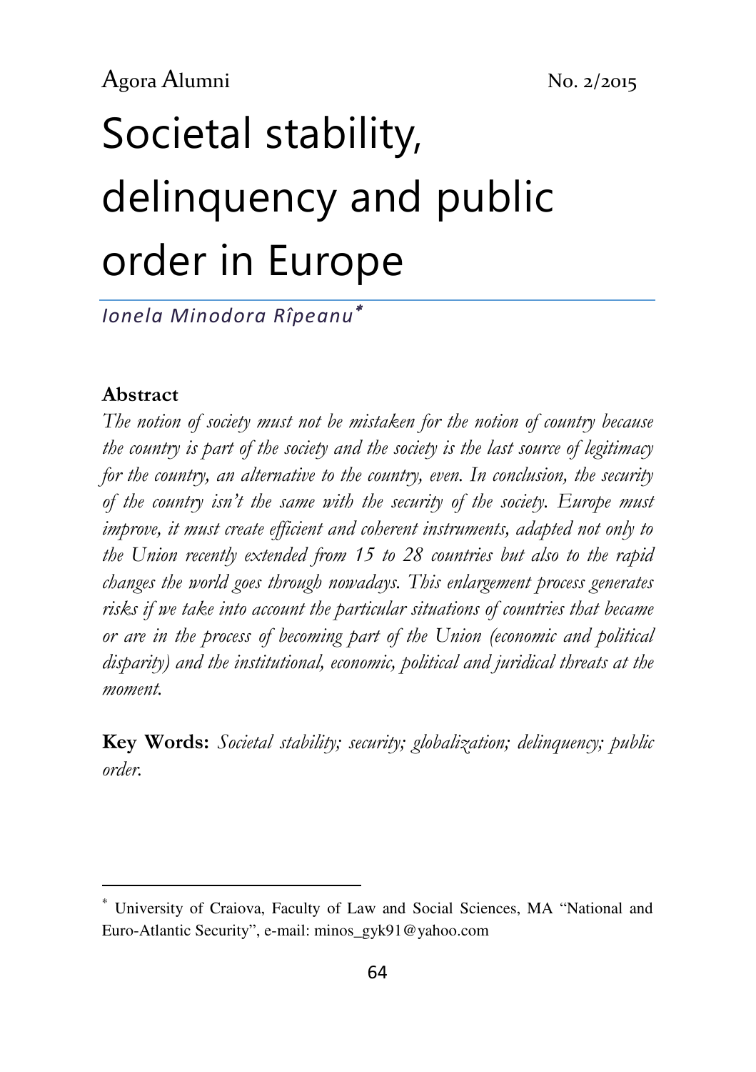# Societal stability, delinquency and public order in Europe

*Ionela Minodora Rîpeanu*[*]

**Abstract**

*The notion of society must not be mistaken for the notion of country because the country is part of the society and the society is the last source of legitimacy for the country, an alternative to the country, even. In conclusion, the security of the country isn't the same with the security of the society. Europe must improve, it must create efficient and coherent instruments, adapted not only to the Union recently extended from 15 to 28 countries but also to the rapid changes the world goes through nowadays. This enlargement process generates risks if we take into account the particular situations of countries that became or are in the process of becoming part of the Union (economic and political disparity) and the institutional, economic, political and juridical threats at the moment.*

**Key Words:** *Societal stability; security; globalization; delinquency; public order.*

---

[*] University of Craiova, Faculty of Law and Social Sciences, MA "National and Euro-Atlantic Security", e-mail: minos_gyk91@yahoo.com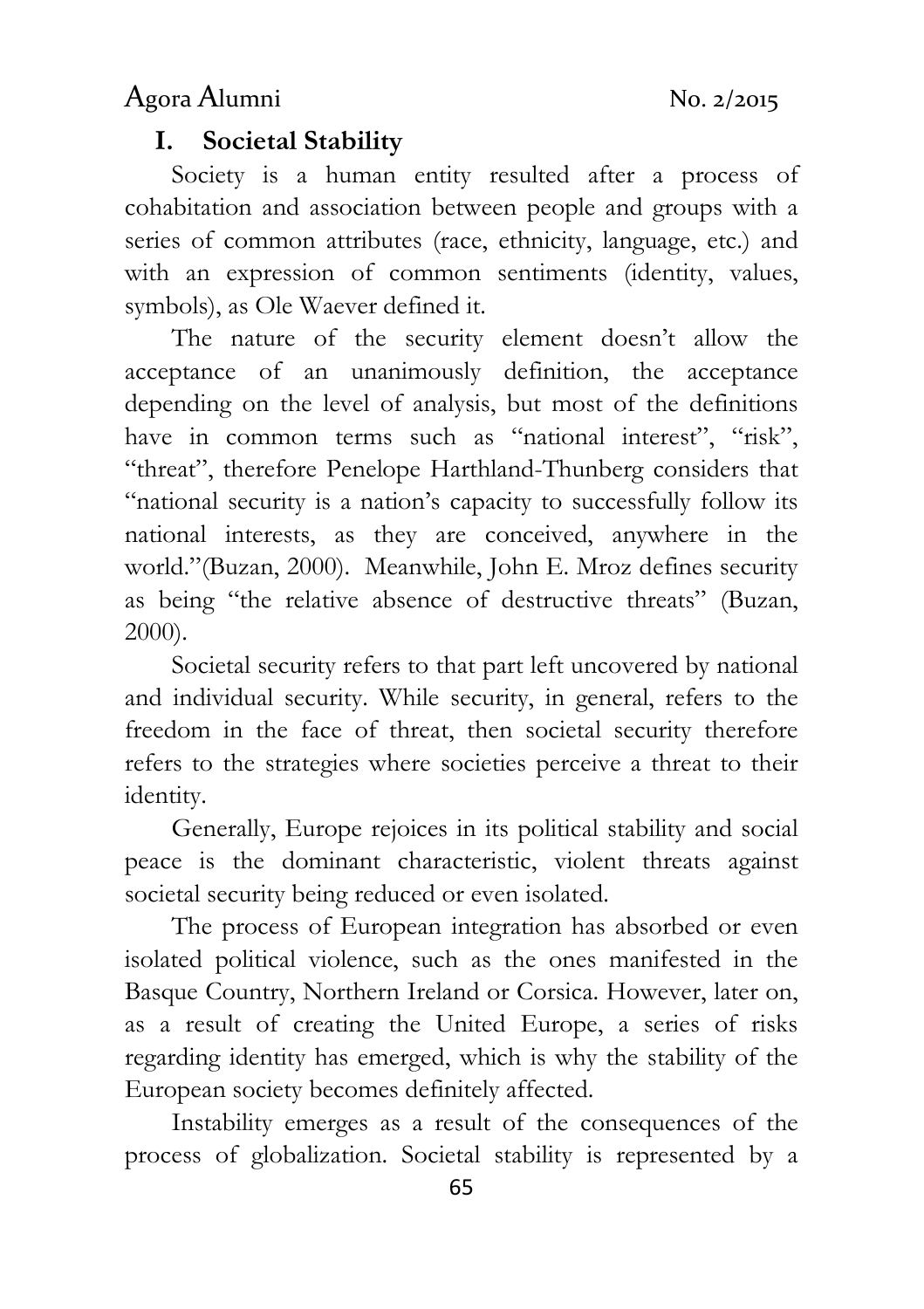## I. Societal Stability

Society is a human entity resulted after a process of cohabitation and association between people and groups with a series of common attributes (race, ethnicity, language, etc.) and with an expression of common sentiments (identity, values, symbols), as Ole Waever defined it.

The nature of the security element doesn't allow the acceptance of an unanimously definition, the acceptance depending on the level of analysis, but most of the definitions have in common terms such as "national interest", "risk", "threat", therefore Penelope Harthland-Thunberg considers that "national security is a nation's capacity to successfully follow its national interests, as they are conceived, anywhere in the world."(Buzan, 2000). Meanwhile, John E. Mroz defines security as being "the relative absence of destructive threats" (Buzan, 2000).

Societal security refers to that part left uncovered by national and individual security. While security, in general, refers to the freedom in the face of threat, then societal security therefore refers to the strategies where societies perceive a threat to their identity.

Generally, Europe rejoices in its political stability and social peace is the dominant characteristic, violent threats against societal security being reduced or even isolated.

The process of European integration has absorbed or even isolated political violence, such as the ones manifested in the Basque Country, Northern Ireland or Corsica. However, later on, as a result of creating the United Europe, a series of risks regarding identity has emerged, which is why the stability of the European society becomes definitely affected.

Instability emerges as a result of the consequences of the process of globalization. Societal stability is represented by a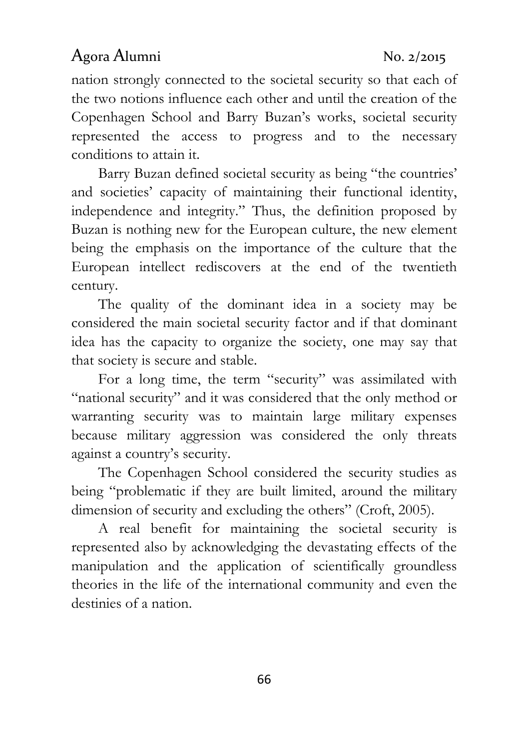nation strongly connected to the societal security so that each of the two notions influence each other and until the creation of the Copenhagen School and Barry Buzan's works, societal security represented the access to progress and to the necessary conditions to attain it.

Barry Buzan defined societal security as being "the countries' and societies' capacity of maintaining their functional identity, independence and integrity." Thus, the definition proposed by Buzan is nothing new for the European culture, the new element being the emphasis on the importance of the culture that the European intellect rediscovers at the end of the twentieth century.

The quality of the dominant idea in a society may be considered the main societal security factor and if that dominant idea has the capacity to organize the society, one may say that that society is secure and stable.

For a long time, the term "security" was assimilated with "national security" and it was considered that the only method or warranting security was to maintain large military expenses because military aggression was considered the only threats against a country's security.

The Copenhagen School considered the security studies as being "problematic if they are built limited, around the military dimension of security and excluding the others" (Croft, 2005).

A real benefit for maintaining the societal security is represented also by acknowledging the devastating effects of the manipulation and the application of scientifically groundless theories in the life of the international community and even the destinies of a nation.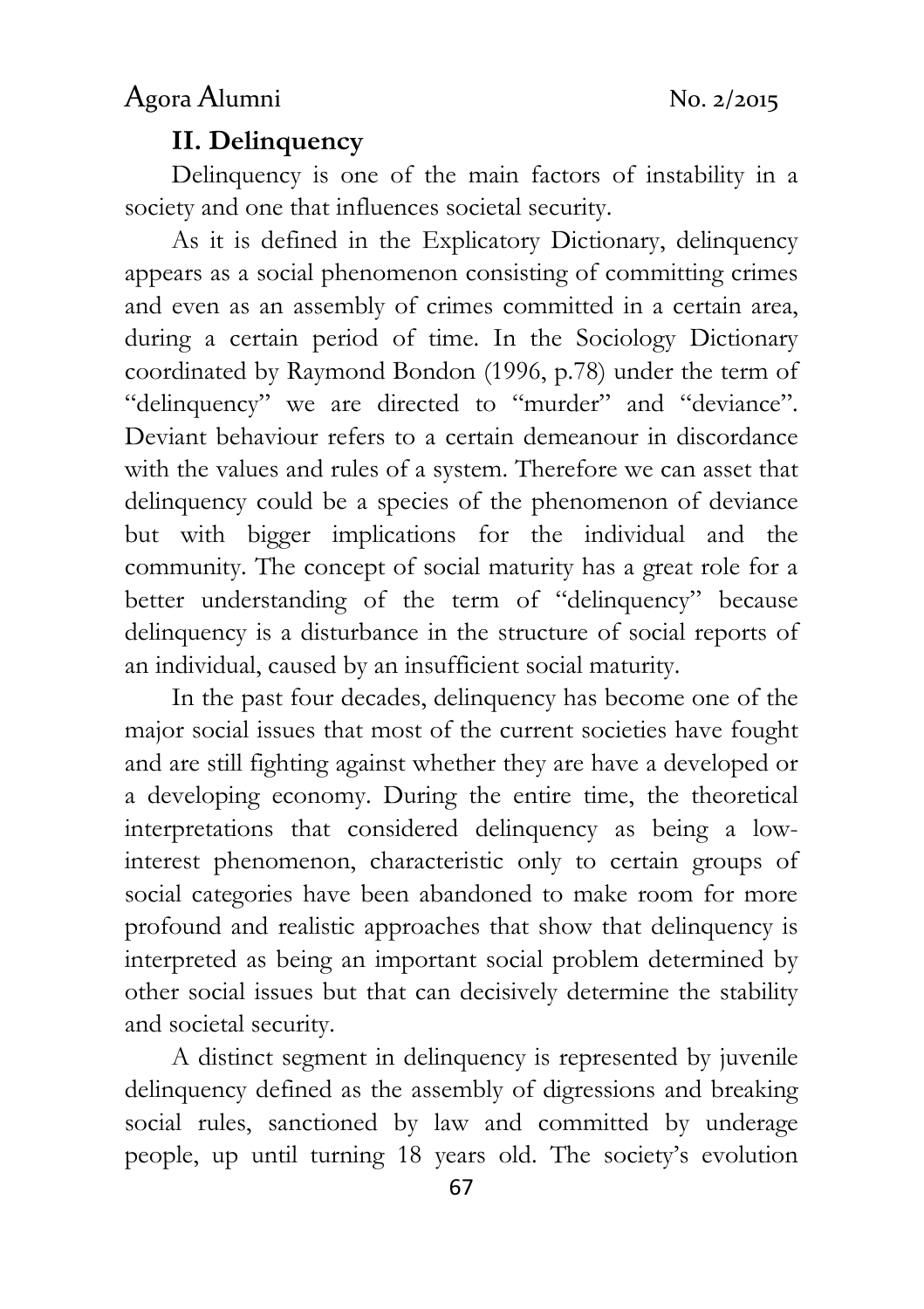## II. Delinquency

Delinquency is one of the main factors of instability in a society and one that influences societal security.

As it is defined in the Explicatory Dictionary, delinquency appears as a social phenomenon consisting of committing crimes and even as an assembly of crimes committed in a certain area, during a certain period of time. In the Sociology Dictionary coordinated by Raymond Bondon (1996, p.78) under the term of "delinquency" we are directed to "murder" and "deviance". Deviant behaviour refers to a certain demeanour in discordance with the values and rules of a system. Therefore we can asset that delinquency could be a species of the phenomenon of deviance but with bigger implications for the individual and the community. The concept of social maturity has a great role for a better understanding of the term of "delinquency" because delinquency is a disturbance in the structure of social reports of an individual, caused by an insufficient social maturity.

In the past four decades, delinquency has become one of the major social issues that most of the current societies have fought and are still fighting against whether they are have a developed or a developing economy. During the entire time, the theoretical interpretations that considered delinquency as being a low-interest phenomenon, characteristic only to certain groups of social categories have been abandoned to make room for more profound and realistic approaches that show that delinquency is interpreted as being an important social problem determined by other social issues but that can decisively determine the stability and societal security.

A distinct segment in delinquency is represented by juvenile delinquency defined as the assembly of digressions and breaking social rules, sanctioned by law and committed by underage people, up until turning 18 years old. The society's evolution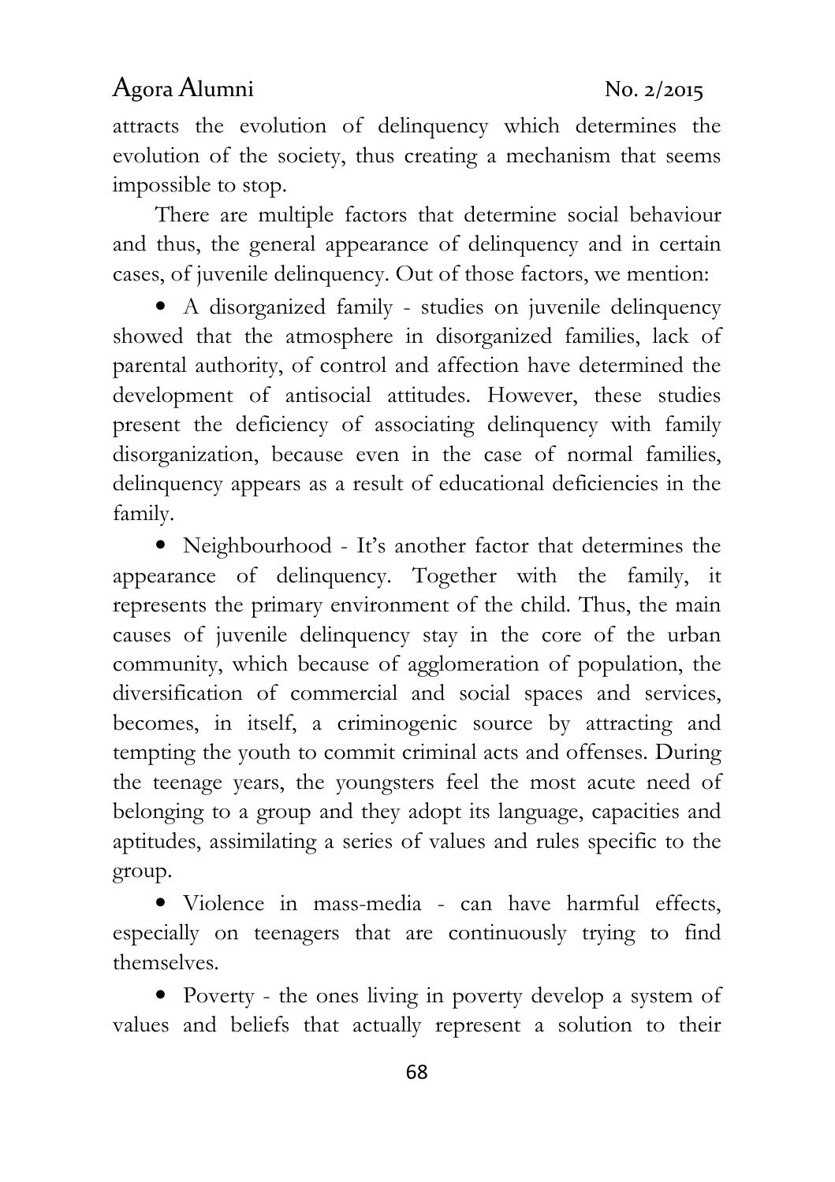attracts the evolution of delinquency which determines the evolution of the society, thus creating a mechanism that seems impossible to stop.

There are multiple factors that determine social behaviour and thus, the general appearance of delinquency and in certain cases, of juvenile delinquency. Out of those factors, we mention:

- A disorganized family - studies on juvenile delinquency showed that the atmosphere in disorganized families, lack of parental authority, of control and affection have determined the development of antisocial attitudes. However, these studies present the deficiency of associating delinquency with family disorganization, because even in the case of normal families, delinquency appears as a result of educational deficiencies in the family.
- Neighbourhood - It's another factor that determines the appearance of delinquency. Together with the family, it represents the primary environment of the child. Thus, the main causes of juvenile delinquency stay in the core of the urban community, which because of agglomeration of population, the diversification of commercial and social spaces and services, becomes, in itself, a criminogenic source by attracting and tempting the youth to commit criminal acts and offenses. During the teenage years, the youngsters feel the most acute need of belonging to a group and they adopt its language, capacities and aptitudes, assimilating a series of values and rules specific to the group.
- Violence in mass-media - can have harmful effects, especially on teenagers that are continuously trying to find themselves.
- Poverty - the ones living in poverty develop a system of values and beliefs that actually represent a solution to their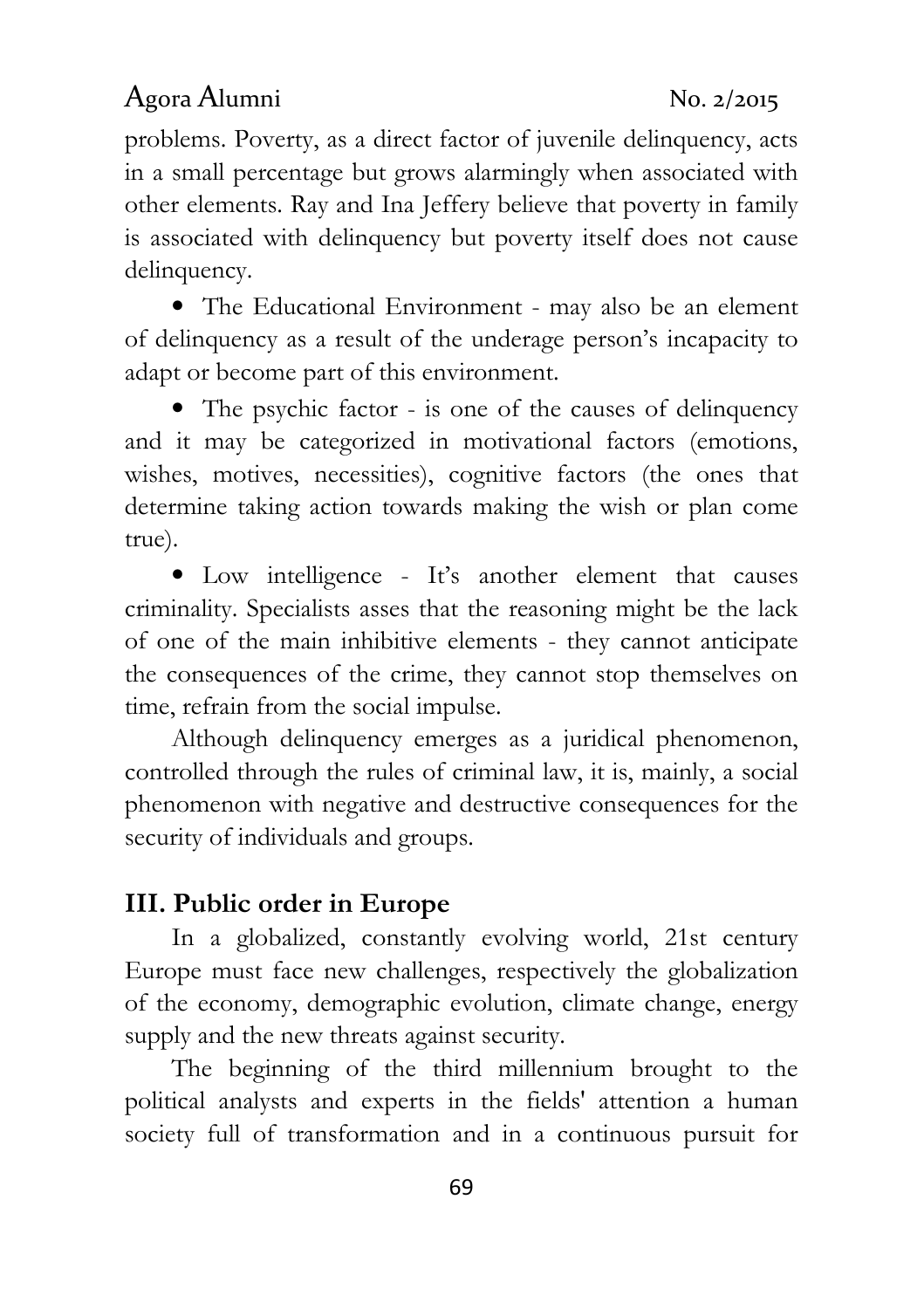problems. Poverty, as a direct factor of juvenile delinquency, acts in a small percentage but grows alarmingly when associated with other elements. Ray and Ina Jeffery believe that poverty in family is associated with delinquency but poverty itself does not cause delinquency.

- The Educational Environment - may also be an element of delinquency as a result of the underage person's incapacity to adapt or become part of this environment.

- The psychic factor - is one of the causes of delinquency and it may be categorized in motivational factors (emotions, wishes, motives, necessities), cognitive factors (the ones that determine taking action towards making the wish or plan come true).

- Low intelligence - It's another element that causes criminality. Specialists asses that the reasoning might be the lack of one of the main inhibitive elements - they cannot anticipate the consequences of the crime, they cannot stop themselves on time, refrain from the social impulse.

Although delinquency emerges as a juridical phenomenon, controlled through the rules of criminal law, it is, mainly, a social phenomenon with negative and destructive consequences for the security of individuals and groups.

## III. Public order in Europe

In a globalized, constantly evolving world, 21st century Europe must face new challenges, respectively the globalization of the economy, demographic evolution, climate change, energy supply and the new threats against security.

The beginning of the third millennium brought to the political analysts and experts in the fields' attention a human society full of transformation and in a continuous pursuit for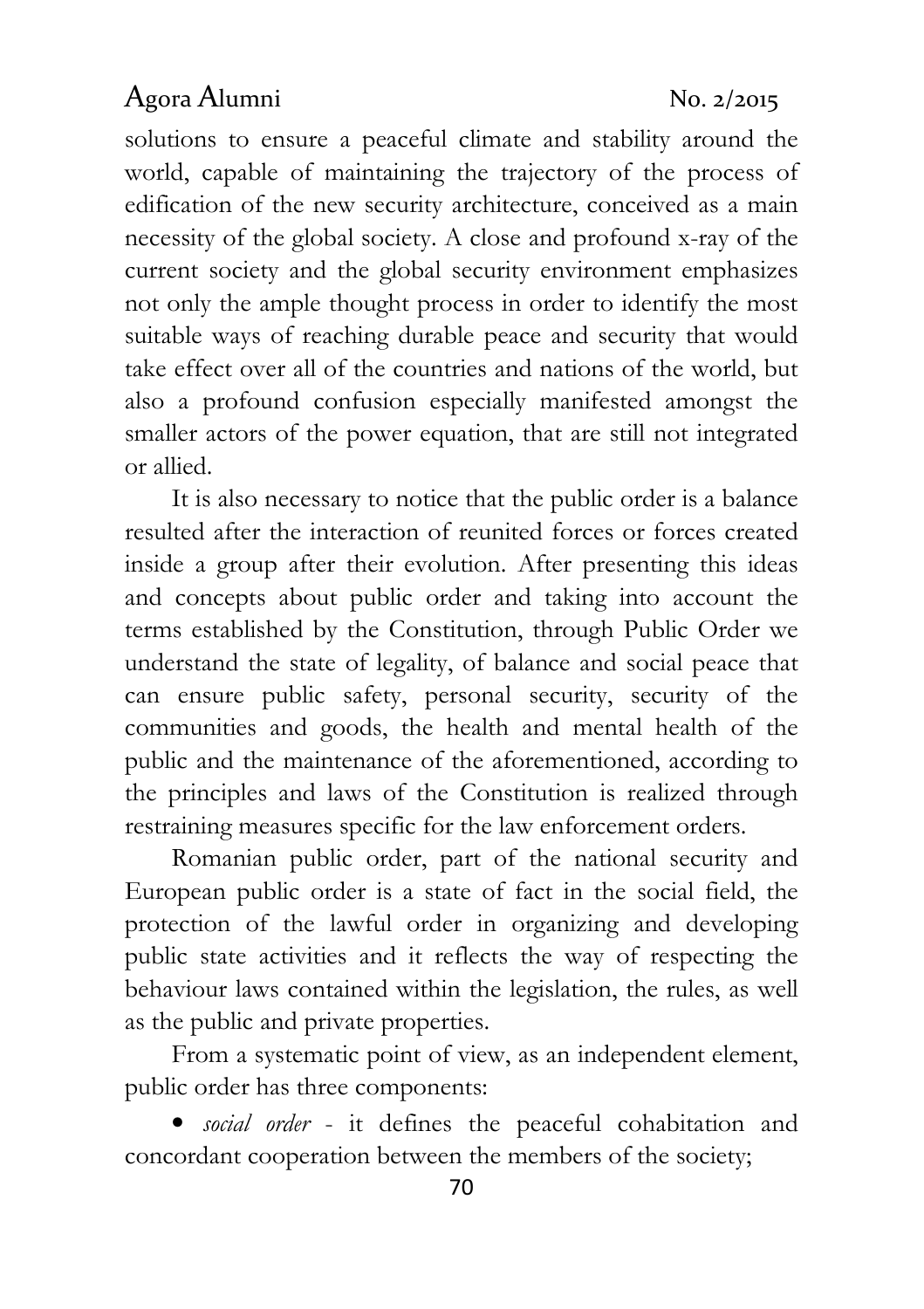solutions to ensure a peaceful climate and stability around the world, capable of maintaining the trajectory of the process of edification of the new security architecture, conceived as a main necessity of the global society. A close and profound x-ray of the current society and the global security environment emphasizes not only the ample thought process in order to identify the most suitable ways of reaching durable peace and security that would take effect over all of the countries and nations of the world, but also a profound confusion especially manifested amongst the smaller actors of the power equation, that are still not integrated or allied.

It is also necessary to notice that the public order is a balance resulted after the interaction of reunited forces or forces created inside a group after their evolution. After presenting this ideas and concepts about public order and taking into account the terms established by the Constitution, through Public Order we understand the state of legality, of balance and social peace that can ensure public safety, personal security, security of the communities and goods, the health and mental health of the public and the maintenance of the aforementioned, according to the principles and laws of the Constitution is realized through restraining measures specific for the law enforcement orders.

Romanian public order, part of the national security and European public order is a state of fact in the social field, the protection of the lawful order in organizing and developing public state activities and it reflects the way of respecting the behaviour laws contained within the legislation, the rules, as well as the public and private properties.

From a systematic point of view, as an independent element, public order has three components:

- *social order* - it defines the peaceful cohabitation and concordant cooperation between the members of the society;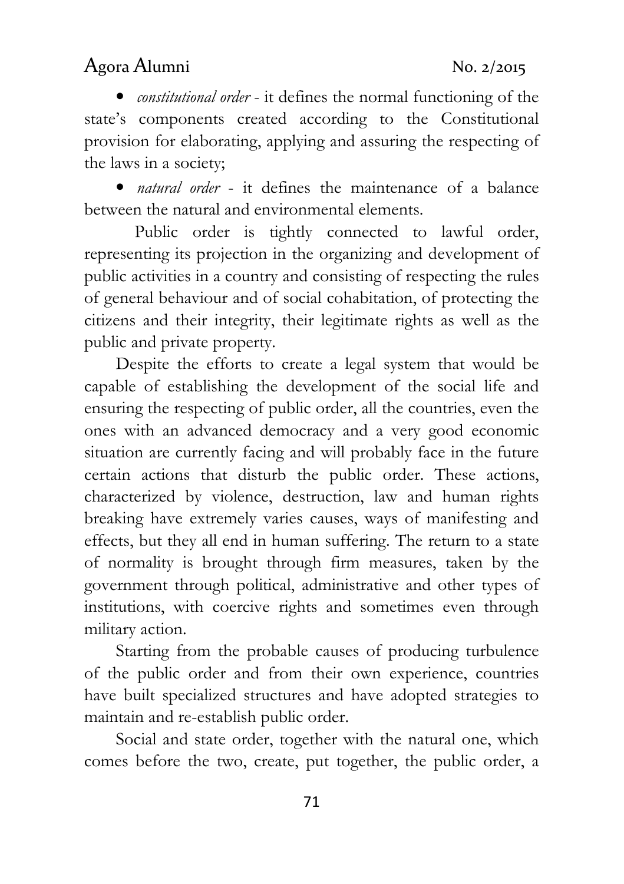- *constitutional order* - it defines the normal functioning of the state's components created according to the Constitutional provision for elaborating, applying and assuring the respecting of the laws in a society;

- *natural order* - it defines the maintenance of a balance between the natural and environmental elements.

Public order is tightly connected to lawful order, representing its projection in the organizing and development of public activities in a country and consisting of respecting the rules of general behaviour and of social cohabitation, of protecting the citizens and their integrity, their legitimate rights as well as the public and private property.

Despite the efforts to create a legal system that would be capable of establishing the development of the social life and ensuring the respecting of public order, all the countries, even the ones with an advanced democracy and a very good economic situation are currently facing and will probably face in the future certain actions that disturb the public order. These actions, characterized by violence, destruction, law and human rights breaking have extremely varies causes, ways of manifesting and effects, but they all end in human suffering. The return to a state of normality is brought through firm measures, taken by the government through political, administrative and other types of institutions, with coercive rights and sometimes even through military action.

Starting from the probable causes of producing turbulence of the public order and from their own experience, countries have built specialized structures and have adopted strategies to maintain and re-establish public order.

Social and state order, together with the natural one, which comes before the two, create, put together, the public order, a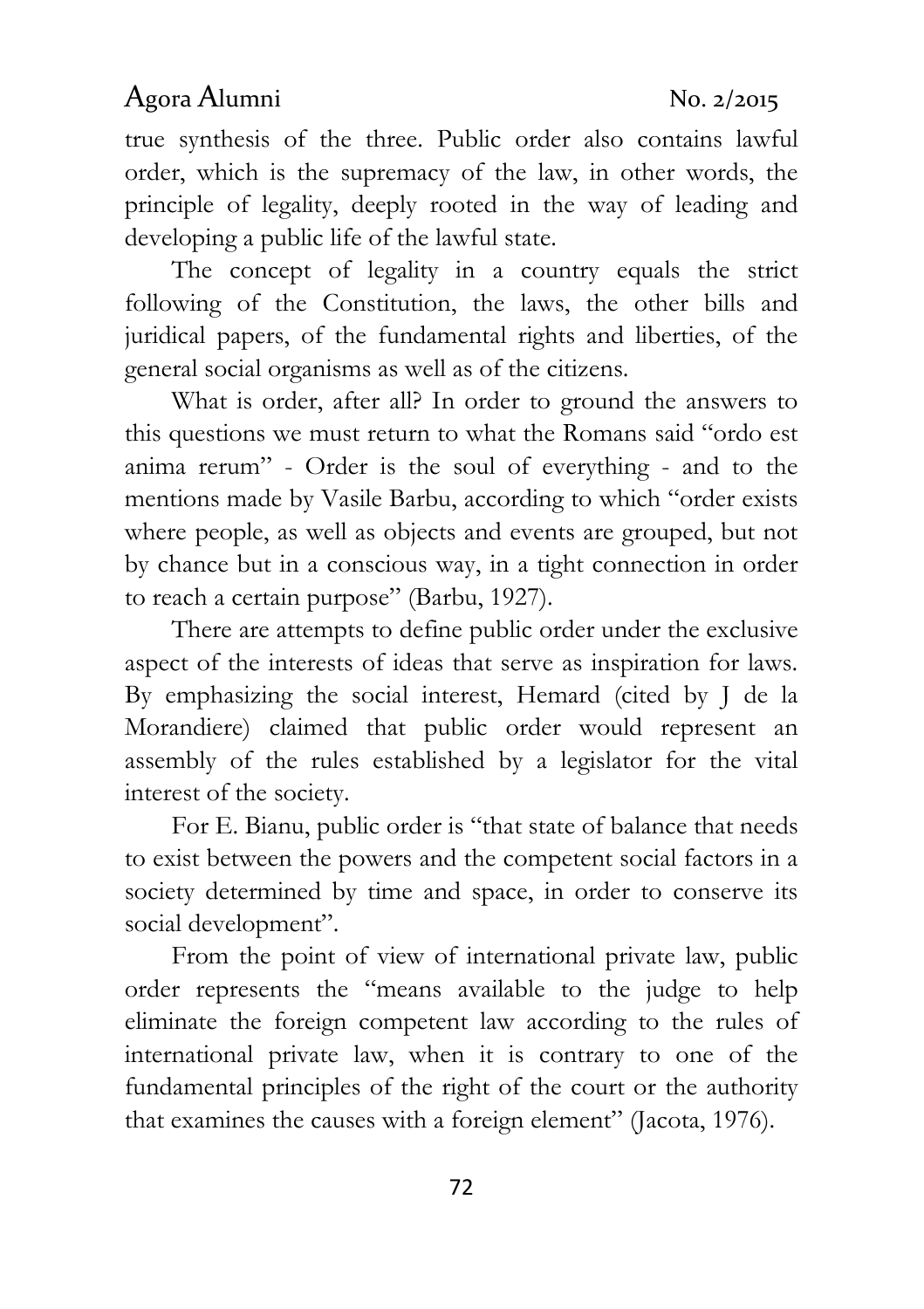true synthesis of the three. Public order also contains lawful order, which is the supremacy of the law, in other words, the principle of legality, deeply rooted in the way of leading and developing a public life of the lawful state.

The concept of legality in a country equals the strict following of the Constitution, the laws, the other bills and juridical papers, of the fundamental rights and liberties, of the general social organisms as well as of the citizens.

What is order, after all? In order to ground the answers to this questions we must return to what the Romans said "ordo est anima rerum" - Order is the soul of everything - and to the mentions made by Vasile Barbu, according to which "order exists where people, as well as objects and events are grouped, but not by chance but in a conscious way, in a tight connection in order to reach a certain purpose" (Barbu, 1927).

There are attempts to define public order under the exclusive aspect of the interests of ideas that serve as inspiration for laws. By emphasizing the social interest, Hemard (cited by J de la Morandiere) claimed that public order would represent an assembly of the rules established by a legislator for the vital interest of the society.

For E. Bianu, public order is "that state of balance that needs to exist between the powers and the competent social factors in a society determined by time and space, in order to conserve its social development".

From the point of view of international private law, public order represents the "means available to the judge to help eliminate the foreign competent law according to the rules of international private law, when it is contrary to one of the fundamental principles of the right of the court or the authority that examines the causes with a foreign element" (Jacota, 1976).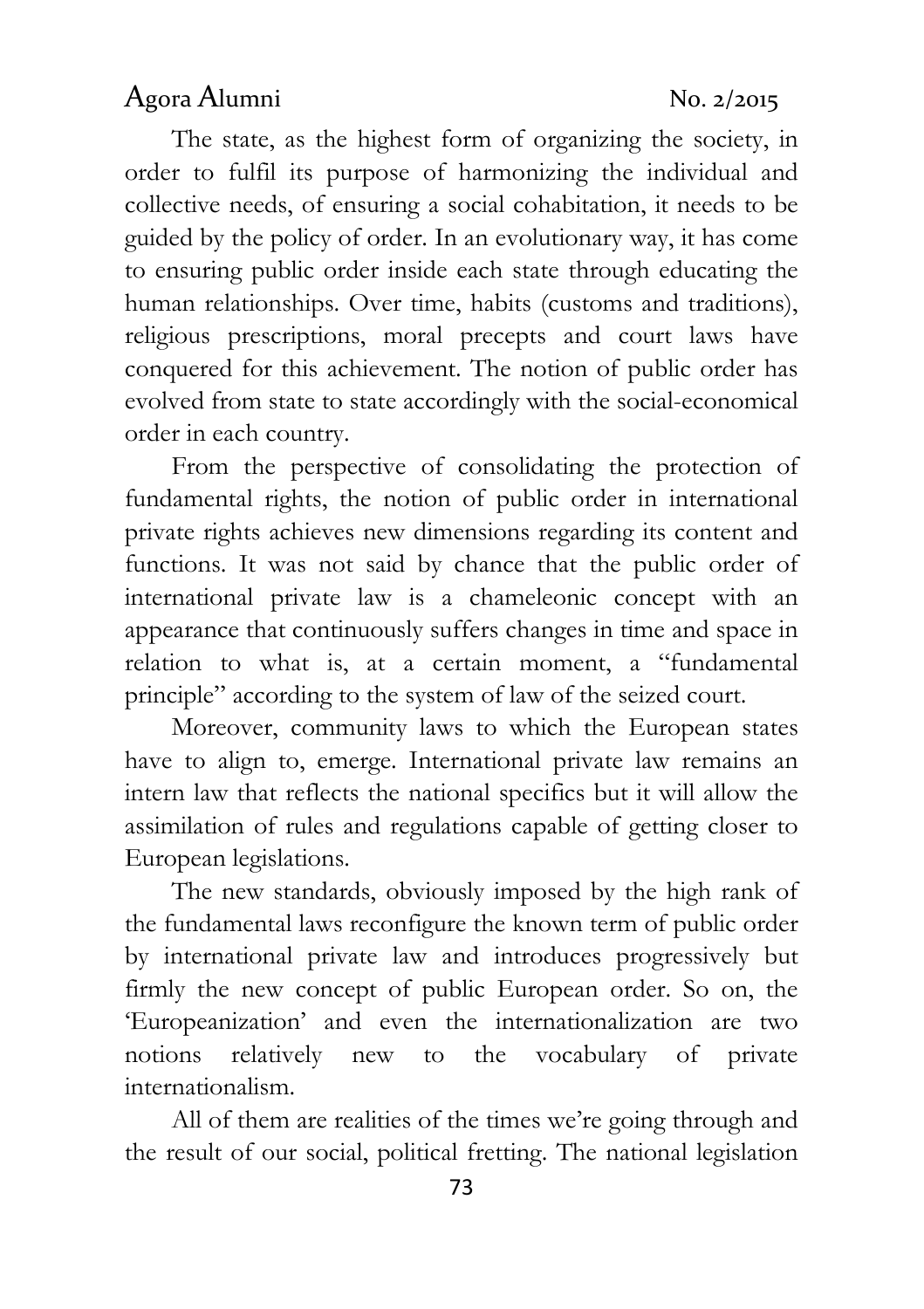The state, as the highest form of organizing the society, in order to fulfil its purpose of harmonizing the individual and collective needs, of ensuring a social cohabitation, it needs to be guided by the policy of order. In an evolutionary way, it has come to ensuring public order inside each state through educating the human relationships. Over time, habits (customs and traditions), religious prescriptions, moral precepts and court laws have conquered for this achievement. The notion of public order has evolved from state to state accordingly with the social-economical order in each country.

From the perspective of consolidating the protection of fundamental rights, the notion of public order in international private rights achieves new dimensions regarding its content and functions. It was not said by chance that the public order of international private law is a chameleonic concept with an appearance that continuously suffers changes in time and space in relation to what is, at a certain moment, a "fundamental principle" according to the system of law of the seized court.

Moreover, community laws to which the European states have to align to, emerge. International private law remains an intern law that reflects the national specifics but it will allow the assimilation of rules and regulations capable of getting closer to European legislations.

The new standards, obviously imposed by the high rank of the fundamental laws reconfigure the known term of public order by international private law and introduces progressively but firmly the new concept of public European order. So on, the 'Europeanization' and even the internationalization are two notions relatively new to the vocabulary of private internationalism.

All of them are realities of the times we're going through and the result of our social, political fretting. The national legislation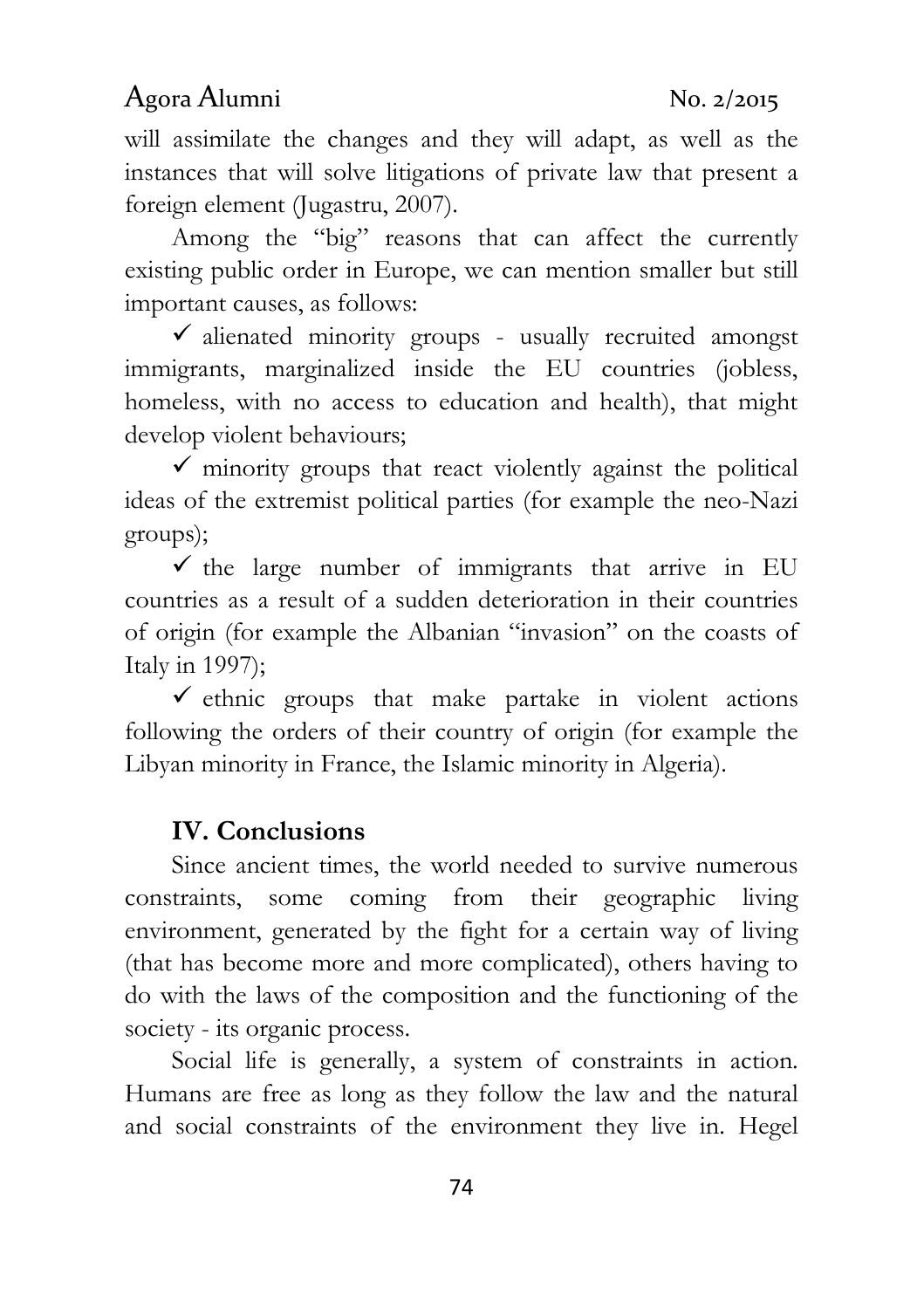will assimilate the changes and they will adapt, as well as the instances that will solve litigations of private law that present a foreign element (Jugastru, 2007).

Among the "big" reasons that can affect the currently existing public order in Europe, we can mention smaller but still important causes, as follows:

- ✓ alienated minority groups - usually recruited amongst immigrants, marginalized inside the EU countries (jobless, homeless, with no access to education and health), that might develop violent behaviours;
- ✓ minority groups that react violently against the political ideas of the extremist political parties (for example the neo-Nazi groups);
- ✓ the large number of immigrants that arrive in EU countries as a result of a sudden deterioration in their countries of origin (for example the Albanian "invasion" on the coasts of Italy in 1997);
- ✓ ethnic groups that make partake in violent actions following the orders of their country of origin (for example the Libyan minority in France, the Islamic minority in Algeria).

## IV. Conclusions

Since ancient times, the world needed to survive numerous constraints, some coming from their geographic living environment, generated by the fight for a certain way of living (that has become more and more complicated), others having to do with the laws of the composition and the functioning of the society - its organic process.

Social life is generally, a system of constraints in action. Humans are free as long as they follow the law and the natural and social constraints of the environment they live in. Hegel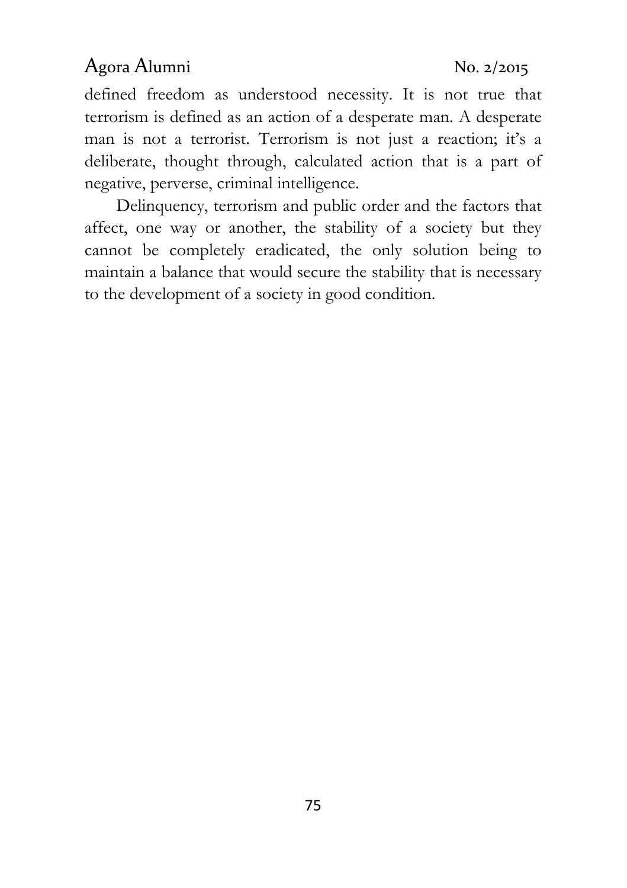defined freedom as understood necessity. It is not true that terrorism is defined as an action of a desperate man. A desperate man is not a terrorist. Terrorism is not just a reaction; it's a deliberate, thought through, calculated action that is a part of negative, perverse, criminal intelligence.

Delinquency, terrorism and public order and the factors that affect, one way or another, the stability of a society but they cannot be completely eradicated, the only solution being to maintain a balance that would secure the stability that is necessary to the development of a society in good condition.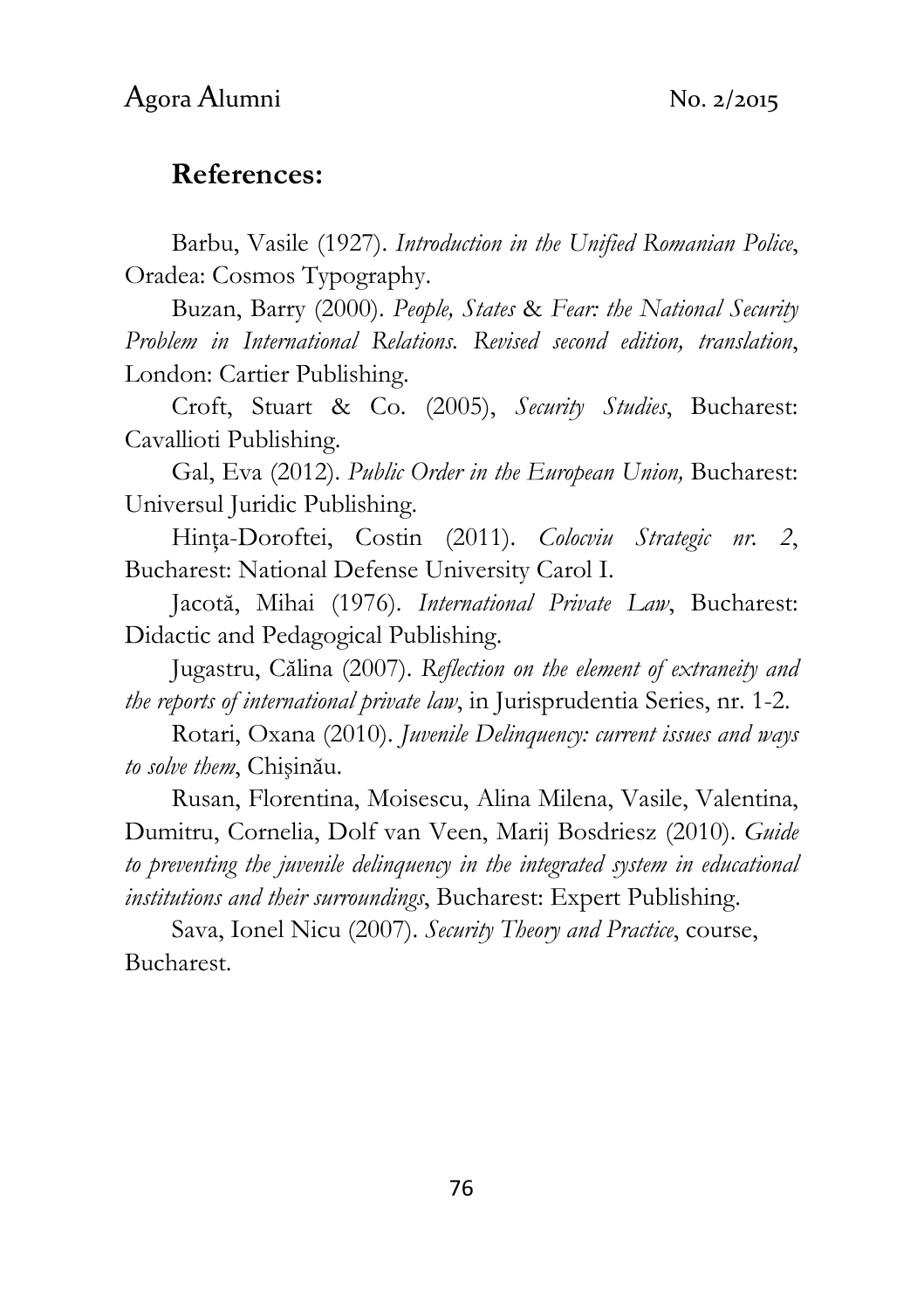## References:

Barbu, Vasile (1927). *Introduction in the Unified Romanian Police*, Oradea: Cosmos Typography.

Buzan, Barry (2000). *People, States* & *Fear: the National Security Problem in International Relations. Revised second edition, translation*, London: Cartier Publishing.

Croft, Stuart & Co. (2005), *Security Studies*, Bucharest: Cavallioti Publishing.

Gal, Eva (2012). *Public Order in the European Union,* Bucharest: Universul Juridic Publishing.

Hinţa-Doroftei, Costin (2011). *Colocviu Strategic nr. 2*, Bucharest: National Defense University Carol I.

Jacotă, Mihai (1976). *International Private Law*, Bucharest: Didactic and Pedagogical Publishing.

Jugastru, Călina (2007). *Reflection on the element of extraneity and the reports of international private law*, in Jurisprudentia Series, nr. 1-2.

Rotari, Oxana (2010). *Juvenile Delinquency: current issues and ways to solve them*, Chişinău.

Rusan, Florentina, Moisescu, Alina Milena, Vasile, Valentina, Dumitru, Cornelia, Dolf van Veen, Marij Bosdriesz (2010). *Guide to preventing the juvenile delinquency in the integrated system in educational institutions and their surroundings*, Bucharest: Expert Publishing.

Sava, Ionel Nicu (2007). *Security Theory and Practice*, course, Bucharest.